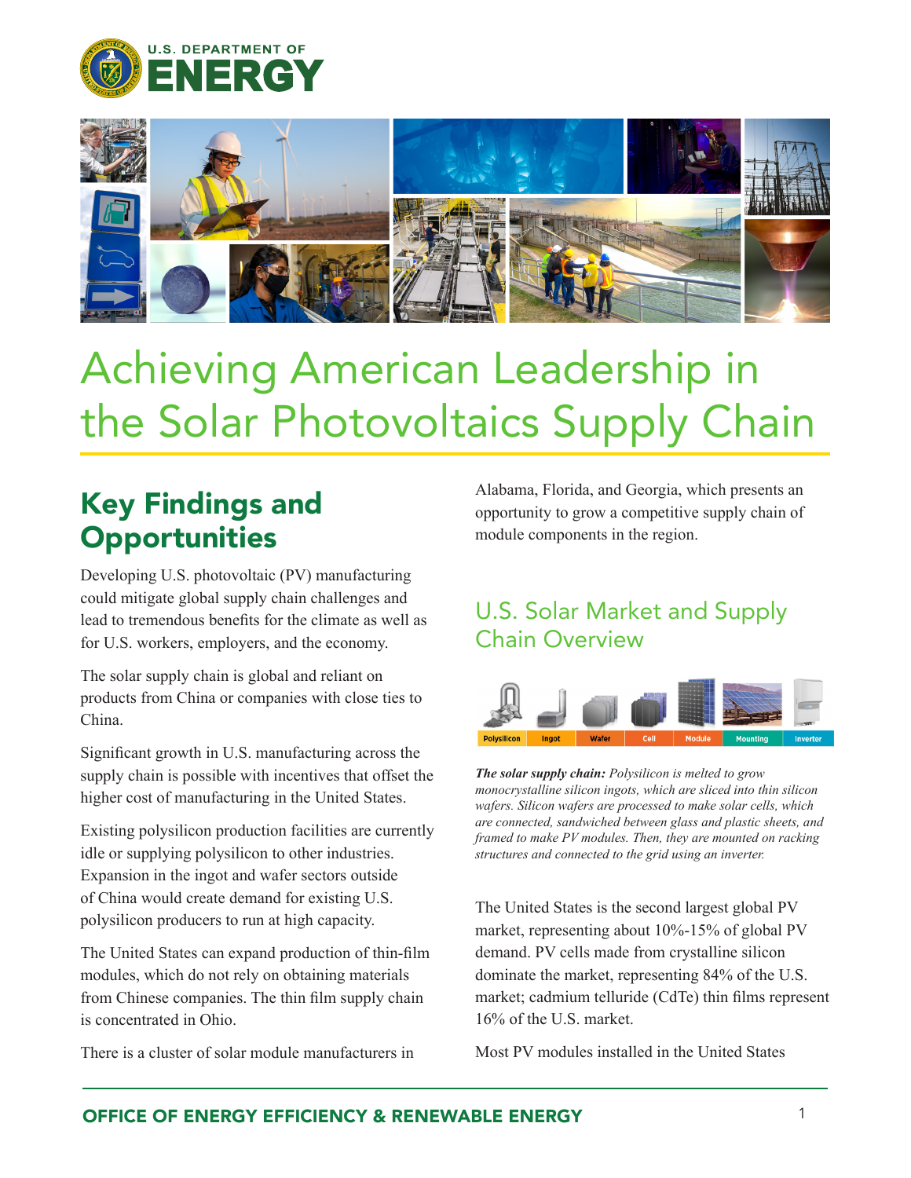# Achieving American Leadership in the Solar Photovoltaics Supply Chain

## Key Findings and Opportunities

Developing U.S. photovoltaic (PV) manufacturing could mitigate global supply chain challenges and lead to tremendous benefits for the climate as well as for U.S. workers, employers, and the economy.

The solar supply chain is global and reliant on products from China or companies with close ties to China.

Significant growth in U.S. manufacturing across the supply chain is possible with incentives that offset the higher cost of manufacturing in the United States.

Existing polysilicon production facilities are currently idle or supplying polysilicon to other industries. Expansion in the ingot and wafer sectors outside of China would create demand for existing U.S. polysilicon producers to run at high capacity.

The United States can expand production of thin-film modules, which do not rely on obtaining materials from Chinese companies. The thin film supply chain is concentrated in Ohio.

There is a cluster of solar module manufacturers in Alabama, Florida, and Georgia, which presents an opportunity to grow a competitive supply chain of module components in the region.

### U.S. Solar Market and Supply Chain Overview

Polysilicon | Ingot | Wafer | Cell | Module | Mounting | Inverter

***The solar supply chain:*** *Polysilicon is melted to grow monocrystalline silicon ingots, which are sliced into thin silicon wafers. Silicon wafers are processed to make solar cells, which are connected, sandwiched between glass and plastic sheets, and framed to make PV modules. Then, they are mounted on racking structures and connected to the grid using an inverter.*

The United States is the second largest global PV market, representing about 10%-15% of global PV demand. PV cells made from crystalline silicon dominate the market, representing 84% of the U.S. market; cadmium telluride (CdTe) thin films represent 16% of the U.S. market.

Most PV modules installed in the United States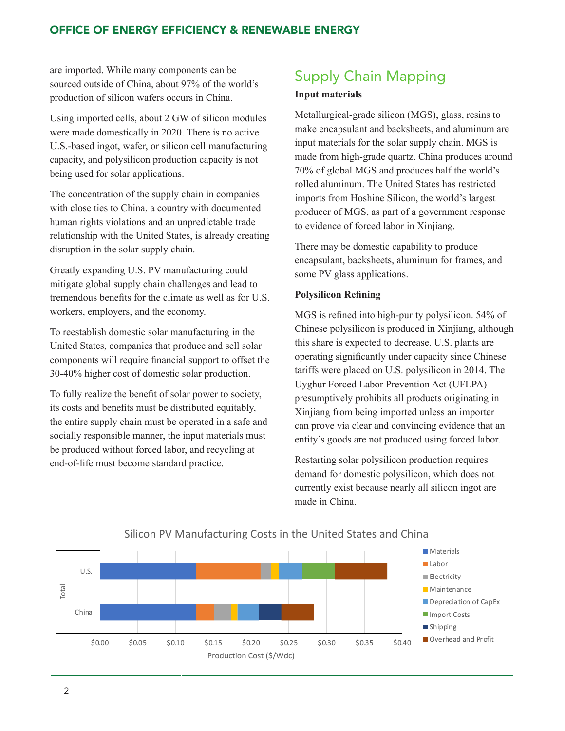are imported. While many components can be sourced outside of China, about 97% of the world's production of silicon wafers occurs in China.

Using imported cells, about 2 GW of silicon modules were made domestically in 2020. There is no active U.S.-based ingot, wafer, or silicon cell manufacturing capacity, and polysilicon production capacity is not being used for solar applications.

The concentration of the supply chain in companies with close ties to China, a country with documented human rights violations and an unpredictable trade relationship with the United States, is already creating disruption in the solar supply chain.

Greatly expanding U.S. PV manufacturing could mitigate global supply chain challenges and lead to tremendous benefits for the climate as well as for U.S. workers, employers, and the economy.

To reestablish domestic solar manufacturing in the United States, companies that produce and sell solar components will require financial support to offset the 30-40% higher cost of domestic solar production.

To fully realize the benefit of solar power to society, its costs and benefits must be distributed equitably, the entire supply chain must be operated in a safe and socially responsible manner, the input materials must be produced without forced labor, and recycling at end-of-life must become standard practice.

## Supply Chain Mapping

**Input materials**

Metallurgical-grade silicon (MGS), glass, resins to make encapsulant and backsheets, and aluminum are input materials for the solar supply chain. MGS is made from high-grade quartz. China produces around 70% of global MGS and produces half the world's rolled aluminum. The United States has restricted imports from Hoshine Silicon, the world's largest producer of MGS, as part of a government response to evidence of forced labor in Xinjiang.

There may be domestic capability to produce encapsulant, backsheets, aluminum for frames, and some PV glass applications.

**Polysilicon Refining**

MGS is refined into high-purity polysilicon. 54% of Chinese polysilicon is produced in Xinjiang, although this share is expected to decrease. U.S. plants are operating significantly under capacity since Chinese tariffs were placed on U.S. polysilicon in 2014. The Uyghur Forced Labor Prevention Act (UFLPA) presumptively prohibits all products originating in Xinjiang from being imported unless an importer can prove via clear and convincing evidence that an entity's goods are not produced using forced labor.

Restarting solar polysilicon production requires demand for domestic polysilicon, which does not currently exist because nearly all silicon ingot are made in China.

Silicon PV Manufacturing Costs in the United States and China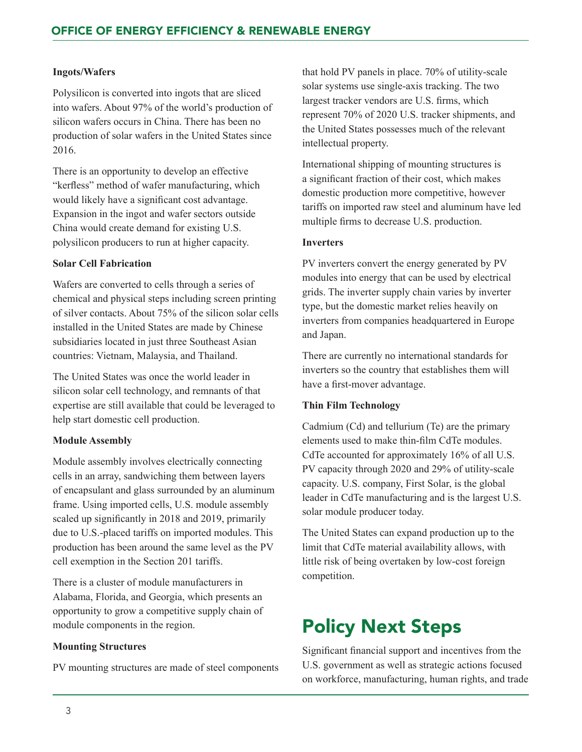**Ingots/Wafers**

Polysilicon is converted into ingots that are sliced into wafers. About 97% of the world's production of silicon wafers occurs in China. There has been no production of solar wafers in the United States since 2016.

There is an opportunity to develop an effective "kerfless" method of wafer manufacturing, which would likely have a significant cost advantage. Expansion in the ingot and wafer sectors outside China would create demand for existing U.S. polysilicon producers to run at higher capacity.

**Solar Cell Fabrication**

Wafers are converted to cells through a series of chemical and physical steps including screen printing of silver contacts. About 75% of the silicon solar cells installed in the United States are made by Chinese subsidiaries located in just three Southeast Asian countries: Vietnam, Malaysia, and Thailand.

The United States was once the world leader in silicon solar cell technology, and remnants of that expertise are still available that could be leveraged to help start domestic cell production.

**Module Assembly**

Module assembly involves electrically connecting cells in an array, sandwiching them between layers of encapsulant and glass surrounded by an aluminum frame. Using imported cells, U.S. module assembly scaled up significantly in 2018 and 2019, primarily due to U.S.-placed tariffs on imported modules. This production has been around the same level as the PV cell exemption in the Section 201 tariffs.

There is a cluster of module manufacturers in Alabama, Florida, and Georgia, which presents an opportunity to grow a competitive supply chain of module components in the region.

**Mounting Structures**

PV mounting structures are made of steel components that hold PV panels in place. 70% of utility-scale solar systems use single-axis tracking. The two largest tracker vendors are U.S. firms, which represent 70% of 2020 U.S. tracker shipments, and the United States possesses much of the relevant intellectual property.

International shipping of mounting structures is a significant fraction of their cost, which makes domestic production more competitive, however tariffs on imported raw steel and aluminum have led multiple firms to decrease U.S. production.

**Inverters**

PV inverters convert the energy generated by PV modules into energy that can be used by electrical grids. The inverter supply chain varies by inverter type, but the domestic market relies heavily on inverters from companies headquartered in Europe and Japan.

There are currently no international standards for inverters so the country that establishes them will have a first-mover advantage.

**Thin Film Technology**

Cadmium (Cd) and tellurium (Te) are the primary elements used to make thin-film CdTe modules. CdTe accounted for approximately 16% of all U.S. PV capacity through 2020 and 29% of utility-scale capacity. U.S. company, First Solar, is the global leader in CdTe manufacturing and is the largest U.S. solar module producer today.

The United States can expand production up to the limit that CdTe material availability allows, with little risk of being overtaken by low-cost foreign competition.

# Policy Next Steps

Significant financial support and incentives from the U.S. government as well as strategic actions focused on workforce, manufacturing, human rights, and trade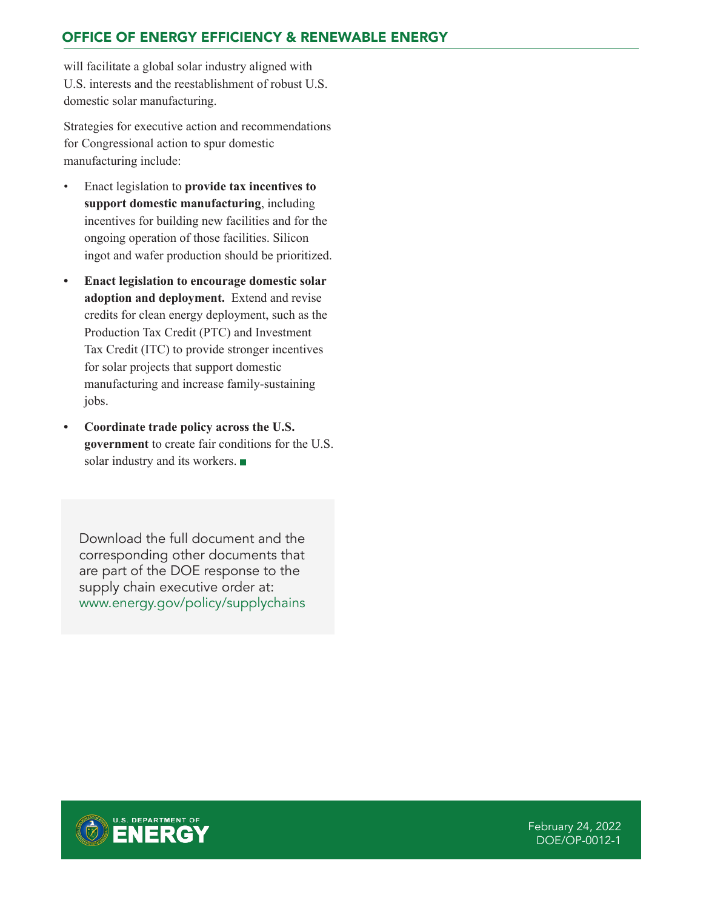will facilitate a global solar industry aligned with U.S. interests and the reestablishment of robust U.S. domestic solar manufacturing.

Strategies for executive action and recommendations for Congressional action to spur domestic manufacturing include:

- Enact legislation to **provide tax incentives to support domestic manufacturing**, including incentives for building new facilities and for the ongoing operation of those facilities. Silicon ingot and wafer production should be prioritized.
- **Enact legislation to encourage domestic solar adoption and deployment.** Extend and revise credits for clean energy deployment, such as the Production Tax Credit (PTC) and Investment Tax Credit (ITC) to provide stronger incentives for solar projects that support domestic manufacturing and increase family-sustaining jobs.
- **Coordinate trade policy across the U.S. government** to create fair conditions for the U.S. solar industry and its workers. ■

Download the full document and the corresponding other documents that are part of the DOE response to the supply chain executive order at: www.energy.gov/policy/supplychains

U.S. DEPARTMENT OF ENERGY

February 24, 2022
DOE/OP-0012-1